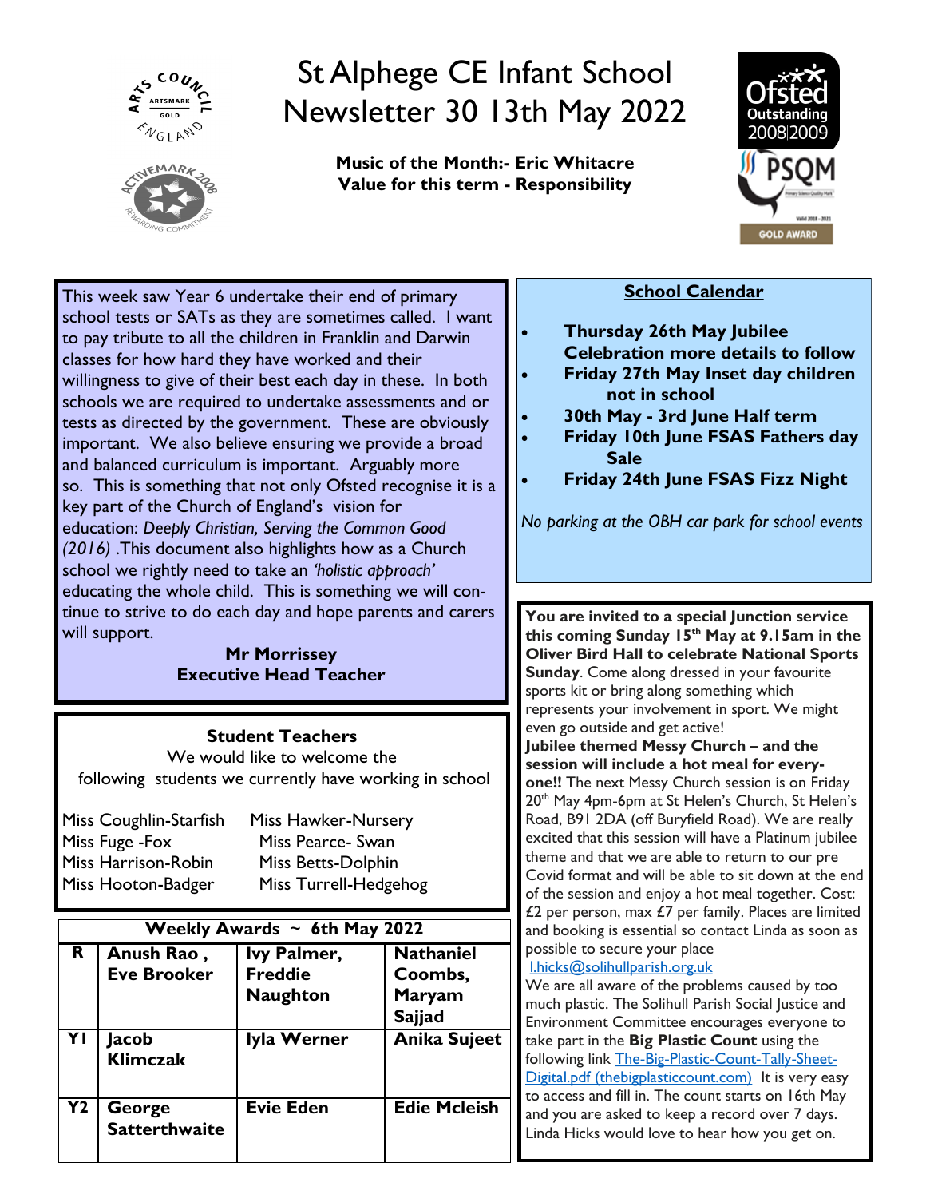# St Alphege CE Infant School Newsletter 30 13th May 2022

**Music of the Month:- Eric Whitacre**
**Value for this term - Responsibility**

This week saw Year 6 undertake their end of primary school tests or SATs as they are sometimes called. I want to pay tribute to all the children in Franklin and Darwin classes for how hard they have worked and their willingness to give of their best each day in these. In both schools we are required to undertake assessments and or tests as directed by the government. These are obviously important. We also believe ensuring we provide a broad and balanced curriculum is important. Arguably more so. This is something that not only Ofsted recognise it is a key part of the Church of England's vision for education: *Deeply Christian, Serving the Common Good (2016)* .This document also highlights how as a Church school we rightly need to take an *'holistic approach'* educating the whole child. This is something we will continue to strive to do each day and hope parents and carers will support.

**Mr Morrissey**
**Executive Head Teacher**

## Student Teachers

We would like to welcome the following students we currently have working in school

Miss Coughlin-Starfish
Miss Fuge -Fox
Miss Harrison-Robin
Miss Hooton-Badger
Miss Hawker-Nursery
Miss Pearce- Swan
Miss Betts-Dolphin
Miss Turrell-Hedgehog

| Weekly Awards ~ 6th May 2022 | | | |
|---|---|---|---|
| **R** | **Anush Rao , Eve Brooker** | **Ivy Palmer, Freddie Naughton** | **Nathaniel Coombs, Maryam Sajjad** |
| **Y1** | **Jacob Klimczak** | **Iyla Werner** | **Anika Sujeet** |
| **Y2** | **George Satterthwaite** | **Evie Eden** | **Edie Mcleish** |

## School Calendar

- **Thursday 26th May Jubilee Celebration more details to follow**
- **Friday 27th May Inset day children not in school**
- **30th May - 3rd June Half term**
- **Friday 10th June FSAS Fathers day Sale**
- **Friday 24th June FSAS Fizz Night**

*No parking at the OBH car park for school events*

**You are invited to a special Junction service this coming Sunday 15th May at 9.15am in the Oliver Bird Hall to celebrate National Sports Sunday**. Come along dressed in your favourite sports kit or bring along something which represents your involvement in sport. We might even go outside and get active!

**Jubilee themed Messy Church – and the session will include a hot meal for everyone!!** The next Messy Church session is on Friday 20th May 4pm-6pm at St Helen's Church, St Helen's Road, B91 2DA (off Buryfield Road). We are really excited that this session will have a Platinum jubilee theme and that we are able to return to our pre Covid format and will be able to sit down at the end of the session and enjoy a hot meal together. Cost: £2 per person, max £7 per family. Places are limited and booking is essential so contact Linda as soon as possible to secure your place l.hicks@solihullparish.org.uk

We are all aware of the problems caused by too much plastic. The Solihull Parish Social Justice and Environment Committee encourages everyone to take part in the **Big Plastic Count** using the following link The-Big-Plastic-Count-Tally-Sheet-Digital.pdf (thebigplasticcount.com) It is very easy to access and fill in. The count starts on 16th May and you are asked to keep a record over 7 days. Linda Hicks would love to hear how you get on.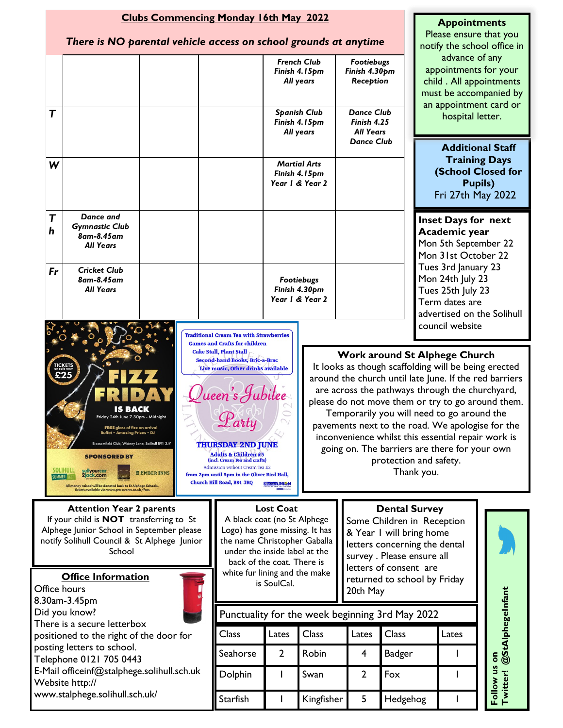## Clubs Commencing Monday 16th May 2022

***There is NO parental vehicle access on school grounds at anytime***

| | | | | | |
|---|---|---|---|---|---|
| | | | | ***French Club Finish 4.15pm All years*** | ***Footiebugs Finish 4.30pm Reception*** |
| ***T*** | | | | ***Spanish Club Finish 4.15pm All years*** | ***Dance Club Finish 4.25 All Years Dance Club*** |
| ***W*** | | | | ***Martial Arts Finish 4.15pm Year 1 & Year 2*** | |
| ***Th*** | ***Dance and Gymnastic Club 8am-8.45am All Years*** | | | | |
| ***Fr*** | ***Cricket Club 8am-8.45am All Years*** | | | ***Footiebugs Finish 4.30pm Year 1 & Year 2*** | |

**Appointments**

Please ensure that you notify the school office in advance of any appointments for your child . All appointments must be accompanied by an appointment card or hospital letter.

**Additional Staff Training Days (School Closed for Pupils)**

Fri 27th May 2022

**Inset Days for next Academic year**

Mon 5th September 22
Mon 31st October 22
Tues 3rd January 23
Mon 24th July 23
Tues 25th July 23
Term dates are advertised on the Solihull council website

TICKETS on sale now £25

**FIZZ FRIDAY IS BACK**

Friday 24th June 7.30pm - Midnight

FREE glass of fizz on arrival
Buffet • Amazing Prizes • DJ

Blossomfield Club, Widney Lane, Solihull B91 3JY

SPONSORED BY

SOLIHULL SUMMER FEST · sellyourcar 2jack.com · STEWARTS · EMBER INNS

All money raised will be donated back to St Alphege Schools. Tickets available via www.pto-events.co.uk/fsos

Traditional Cream Tea with Strawberries
Games and Crafts for children
Cake Stall, Plant Stall
Second-hand Books, Bric-a-Brac
Live music, Other drinks available

**Queen's Jubilee Party**

**THURSDAY 2ND JUNE**

Adults & Children £5
(incl. Cream Tea and crafts)
Admission without Cream Tea £2
from 2pm until 5pm in the Oliver Bird Hall, Church Hill Road, B91 3RQ

Modern UNION

**Work around St Alphege Church**

It looks as though scaffolding will be being erected around the church until late June. If the red barriers are across the pathways through the churchyard, please do not move them or try to go around them. Temporarily you will need to go around the pavements next to the road. We apologise for the inconvenience whilst this essential repair work is going on. The barriers are there for your own protection and safety.
Thank you.

**Attention Year 2 parents**

If your child is **NOT** transferring to St Alphege Junior School in September please notify Solihull Council & St Alphege Junior School

**Lost Coat**

A black coat (no St Alphege Logo) has gone missing. It has the name Christopher Gaballa under the inside label at the back of the coat. There is white fur lining and the make is SoulCal.

**Dental Survey**

Some Children in Reception & Year 1 will bring home letters concerning the dental survey . Please ensure all letters of consent are returned to school by Friday 20th May

**Office Information**

Office hours
8.30am-3.45pm
Did you know?
There is a secure letterbox positioned to the right of the door for posting letters to school.
Telephone 0121 705 0443
E-Mail officeinf@stalphege.solihull.sch.uk
Website http://www.stalphege.solihull.sch.uk/

Punctuality for the week beginning 3rd May 2022

| Class | Lates | Class | Lates | Class | Lates |
|---|---|---|---|---|---|
| Seahorse | 2 | Robin | 4 | Badger | 1 |
| Dolphin | 1 | Swan | 2 | Fox | 1 |
| Starfish | 1 | Kingfisher | 5 | Hedgehog | 1 |

**Follow us on Twitter! @StAlphegeInfant**